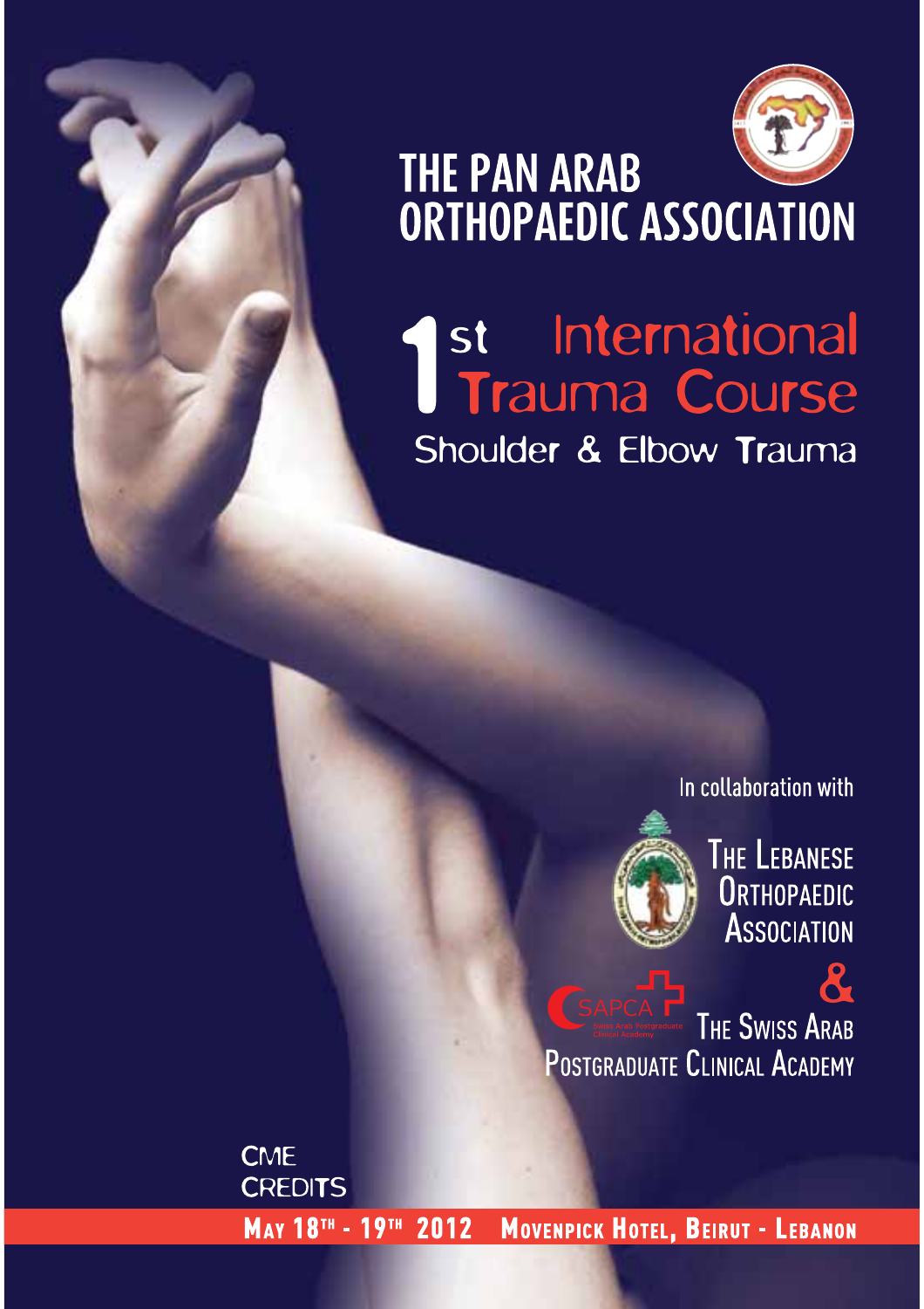# THE PAN ARAB ORTHOPAEDIC ASSOCIATION

## 1st International Trauma Course

### Shoulder & Elbow Trauma

In collaboration with

THE LEBANESE ORTHOPAEDIC ASSOCIATION

&

SAPCA Swiss Arab Postgraduate Clinical Academy

THE SWISS ARAB POSTGRADUATE CLINICAL ACADEMY

CME CREDITS

**MAY 18TH - 19TH 2012 MOVENPICK HOTEL, BEIRUT - LEBANON**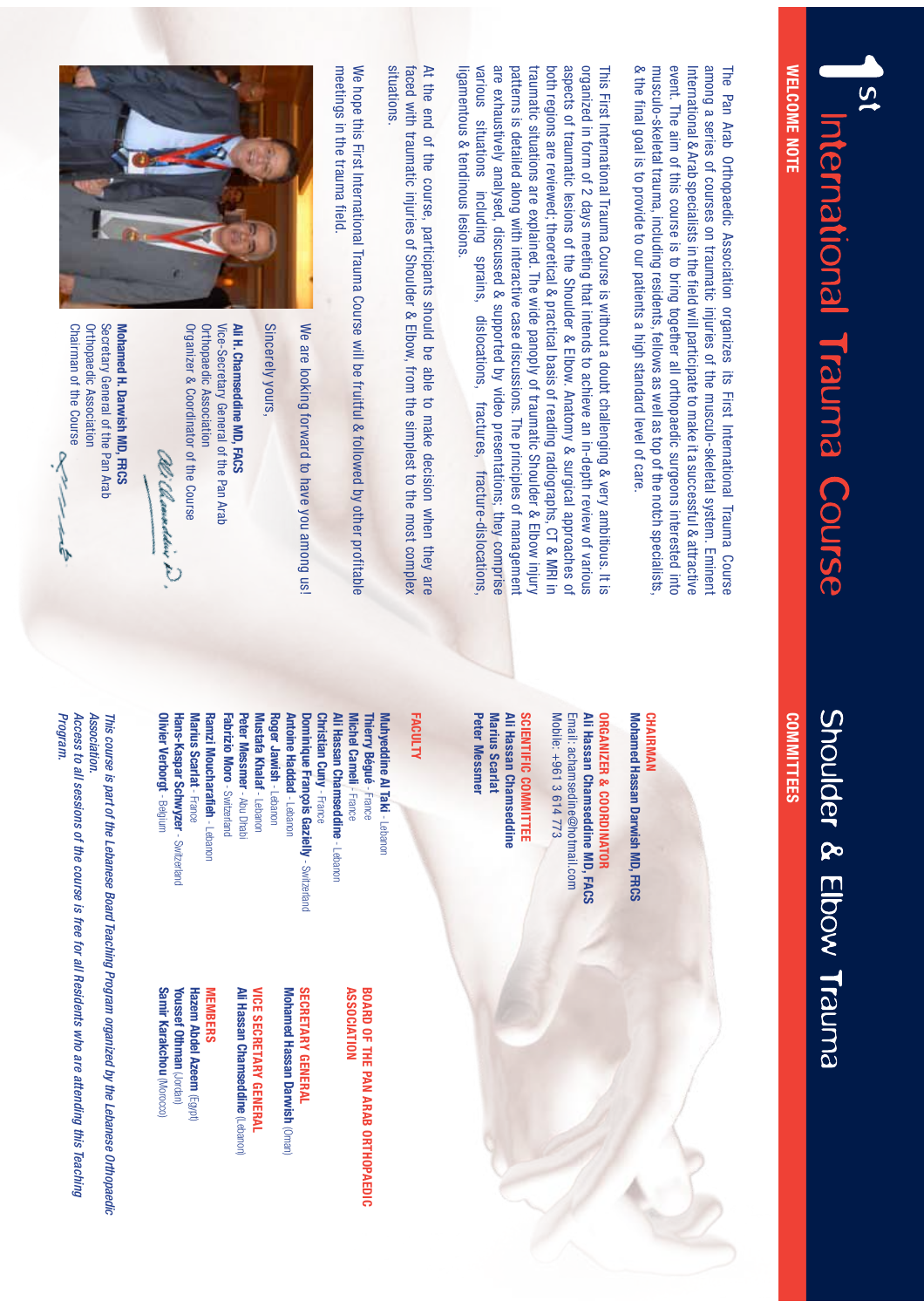# 1st International Trauma Course

# Shoulder & Elbow Trauma

## WELCOME NOTE

The Pan Arab Orthopaedic Association organizes its First International Trauma Course among a series of courses on traumatic injuries of the musculo-skeletal system. Eminent International & Arab specialists in the field will participate to make it a successful & attractive event. The aim of this course is to bring together all orthopaedic surgeons interested into musculo-skeletal trauma, including residents, fellows as well as top of the notch specialists, & the final goal is to provide to our patients a high standard level of care.

This First International Trauma Course is without a doubt challenging & very ambitious. It is organized in form of 2 days meeting that intends to achieve an in-depth review of various aspects of traumatic lesions of the Shoulder & Elbow. Anatomy & surgical approaches of both regions are reviewed; theoretical & practical basis of reading radiographs, CT & MRI in traumatic situations are explained. The wide panoply of traumatic Shoulder & Elbow injury patterns is detailed along with interactive case discussions. The principles of management are exhaustively analysed, discussed & supported by video presentations; they comprise various situations including sprains, dislocations, fractures, fracture-dislocations, ligamentous & tendinous lesions.

At the end of the course, participants should be able to make decision when they are faced with traumatic injuries of Shoulder & Elbow, from the simplest to the most complex situations.

We hope this First International Trauma Course will be fruitful & followed by other profitable meetings in the trauma field.

We are looking forward to have you among us!

Sincerely yours,

**Ali H. Chamseddine MD, FACS**
Vice-Secretary General of the Pan Arab Orthopaedic Association
Organizer & Coordinator of the Course

**Mohamed H. Darwish MD, FRCS**
Secretary General of the Pan Arab Orthopaedic Association
Chairman of the Course

## COMMITTEES

**CHAIRMAN**
**Mohamed Hassan Darwish MD, FRCS**

**ORGANIZER & COORDINATOR**
**Ali Hassan Chamseddine MD, FACS**
Email: achamseddine@hotmail.com
Mobile: +961 3 614 773

**SCIENTIFIC COMMITTEE**
**Ali Hassan Chamseddine**
**Marius Scarlat**
**Peter Messmer**

**FACULTY**
**Muhyeddine Al Taki** - Lebanon
**Thierry Béguë** - France
**Michel Canelli** - France
**Ali Hassan Chamseddine** - Lebanon
**Christian Cuny** - France
**Dominique François Gazielly** - Switzerland
**Antoine Haddad** - Lebanon
**Roger Jawish** - Lebanon
**Mustafa Khalaf** - Lebanon
**Peter Messmer** - Abu Dhabi
**Fabrizio Moro** - Switzerland
**Ramzi Moucharafieh** - Lebanon
**Marius Scarlat** - France
**Hans-Kaspar Schwyzer** - Switzerland
**Olivier Verborgt** - Belgium

**BOARD OF THE PAN ARAB ORTHOPAEDIC ASSOCIATION**

**SECRETARY GENERAL**
**Mohamed Hassan Darwish** (Oman)

**VICE SECRETARY GENERAL**
**Ali Hassan Chamseddine** (Lebanon)

**MEMBERS**
**Hazem Abdel Azeem** (Egypt)
**Yousef Othman** (Jordan)
**Samir Karakchou** (Morocco)

*This course is part of the Lebanese Board Teaching Program organized by the Lebanese Orthopaedic Association.*
*Access to all sessions of the course is free for all Residents who are attending this Teaching Program.*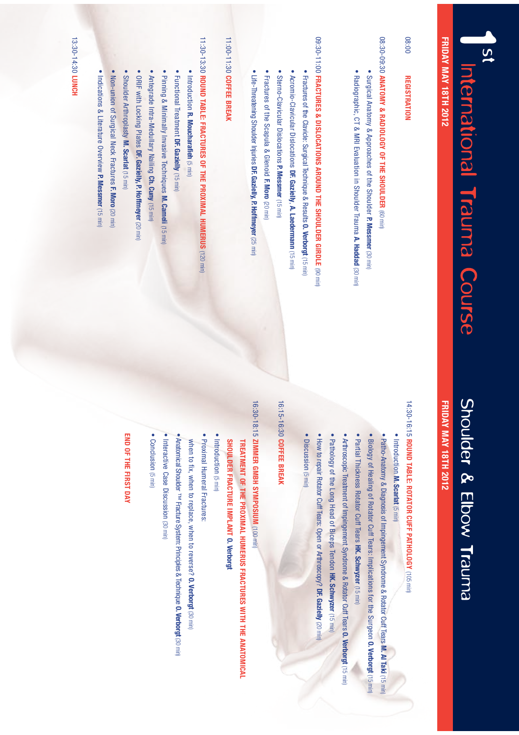# 1st International Trauma Course

## FRIDAY MAY 18TH 2012

**08:00 REGISTRATION**

**08:30-09:30 ANATOMY & RADIOLOGY OF THE SHOULDER** (60 min)

- Surgical Anatomy & Approaches of the Shoulder **P. Messmer** (30 min)
- Radiographic, CT & MRI Evaluation in Shoulder Trauma **A. Haddad** (30 min)

**09:30-11:00 FRACTURES & DISLOCATIONS AROUND THE SHOULDER GIRDLE** (90 min)

- Fractures of the Clavicle: Surgical Technique & Results **O. Verborgt** (15 min)
- Acromio-Clavicular Dislocations **DF. Gazielly, A. Laedermann** (15 min)
- Sterno-Clavicular Dislocations **P. Messmer** (15 min)
- Fractures of the Scapula & Glenoid **F. Moro** (20 min)
- Life-Threatening Shoulder Injuries **DF. Gazielly, P. Hoffmeyer** (25 min)

**11:00-11:30 COFFEE BREAK**

**11:30-13:30 ROUND TABLE: FRACTURES OF THE PROXIMAL HUMERUS** (120 min)

- Introduction **R. Moucharafieh** (5 min)
- Functional Treatment **DF. Gazielly** (15 min)
- Pinning & Minimally Invasive Techniques **M. Camali** (15 min)
- Antegrade Intra-Medullary Nailing **Ch. Cuny** (15 min)
- ORIF with Locking Plates **DF. Gazielly, P. Hoffmeyer** (20 min)
- Shoulder Arthroplasty **M. Scarlat** (15 min)
- Non-union of Surgical Neck Fractures **F. Moro** (20 min)
- Indications & Literature Overview **P. Messmer** (15 min)

**13:30-14:30 LUNCH**

# Shoulder & Elbow Trauma

## FRIDAY MAY 18TH 2012

**14:30-16:15 ROUND TABLE: ROTATOR CUFF PATHOLOGY** (105 min)

- Introduction **M. Scarlat** (5 min)
- Patho-Anatomy & Diagnosis of Impingement Syndrome & Rotator Cuff Tears **M. Al Taki** (15 min)
- Biology of Healing of Rotator Cuff Tears: Implications for the Surgeon **O. Verborgt** (15 min)
- Partial Thickness Rotator Cuff Tears **HK. Schwyzer** (15 min)
- Arthroscopic Treatment of Impingement Syndrome & Rotator Cuff Tears **O. Verborgt** (15 min)
- Pathology of the Long Head of Biceps Tendon **HK. Schwyzer** (15 min)
- How to repair Rotator Cuff Tears: Open or Arthroscopy? **DF. Gazielly** (20 min)
- Discussion (5 min)

**16:15-16:30 COFFEE BREAK**

**16:30-18:15 ZIMMER GMBH SYMPOSIUM** (100 min)

**TREATMENT OF THE PROXIMAL HUMERUS FRACTURES WITH THE ANATOMICAL SHOULDER FRACTURE IMPLANT O. Verborgt**

- Introduction (5 min)
- Proximal Humeral Fractures: when to fix, when to replace, when to reverse? **O. Verborgt** (30 min)
- Anatomical Shoulder ™ Fracture System: Principles & Technique **O. Verborgt** (30 min)
- Interactive Case Discussion (30 min)
- Conclusion (5 min)

**END OF THE FIRST DAY**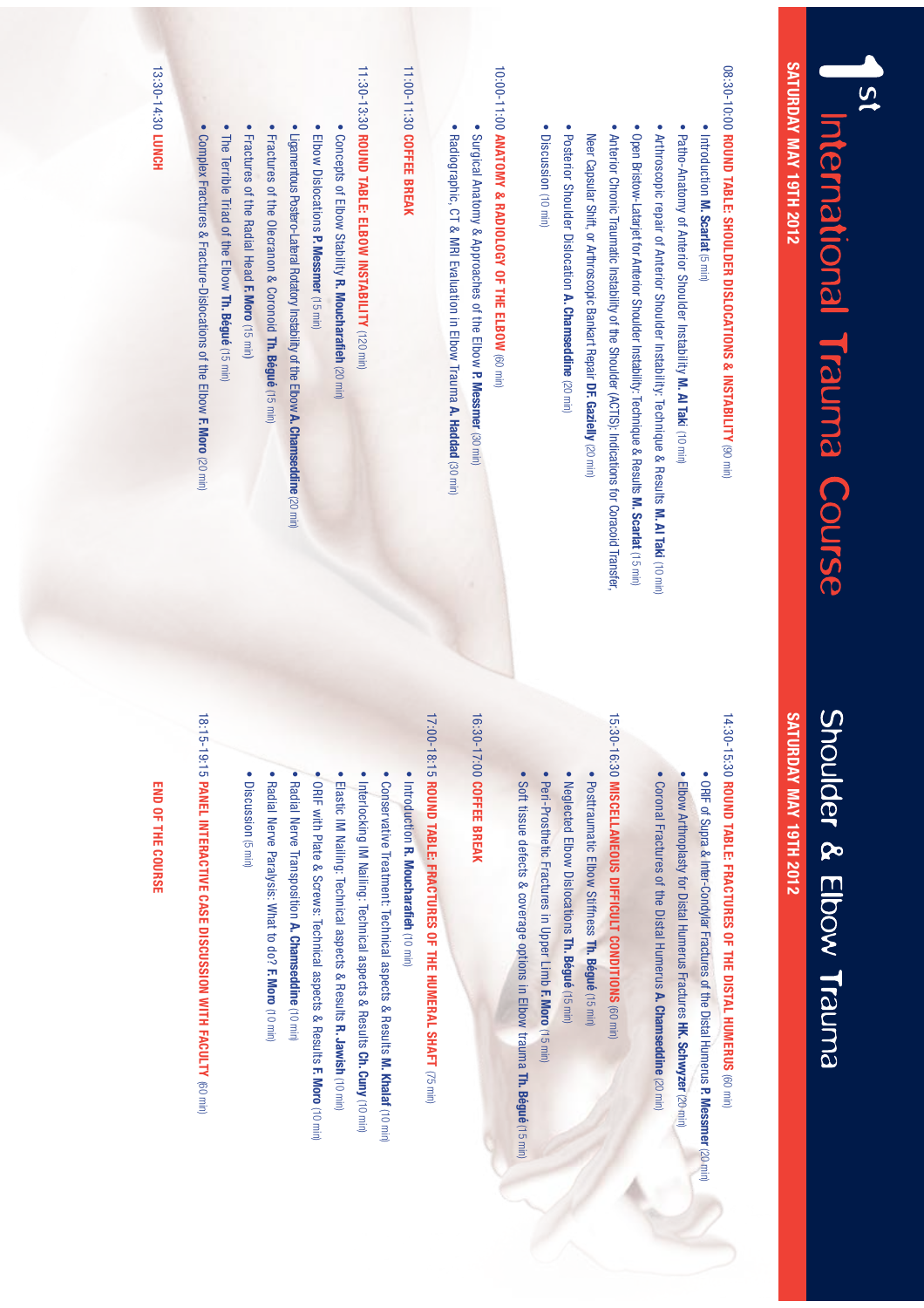# 1st International Trauma Course

# Shoulder & Elbow Trauma

## SATURDAY MAY 19TH 2012

**08:30-10:00 ROUND TABLE: SHOULDER DISLOCATIONS & INSTABILITY** (90 min)

- Introduction **M. Scarlat** (5 min)
- Patho-Anatomy of Anterior Shoulder Instability **M. Al Taki** (10 min)
- Arthroscopic repair of Anterior Shoulder Instability: Technique & Results **M. Al Taki** (10 min)
- Open Bristow-Latarjet for Anterior Shoulder Instability: Technique & Results **M. Scarlat** (15 min)
- Anterior Chronic Traumatic Instability of the Shoulder (ACTIS): Indications for Coracoid Transfer, Near Capsular Shift, or Arthroscopic Bankart Repair **DF. Gazielly** (20 min)
- Posterior Shoulder Dislocation **A. Chamseddine** (20 min)
- Discussion (10 min)

**10:00-11:00 ANATOMY & RADIOLOGY OF THE ELBOW** (60 min)

- Surgical Anatomy & Approaches of the Elbow **P. Messmer** (30 min)
- Radiographic, CT & MRI Evaluation in Elbow Trauma **A. Haddad** (30 min)

**11:00-11:30 COFFEE BREAK**

**11:30-13:30 ROUND TABLE: ELBOW INSTABILITY** (120 min)

- Concepts of Elbow Stability **R. Moucharafieh** (20 min)
- Elbow Dislocations **P. Messmer** (15 min)
- Ligamentous Postero-Lateral Rotatory Instability of the Elbow **A. Chamseddine** (20 min)
- Fractures of the Olecranon & Coronoid **Th. Bégué** (15 min)
- Fractures of the Radial Head **F. Moro** (15 min)
- The Terrible Triad of the Elbow **Th. Bégué** (15 min)
- Complex Fractures & Fracture-Dislocations of the Elbow **F. Moro** (20 min)

**13:30-14:30 LUNCH**

## SATURDAY MAY 19TH 2012

**14:30-15:30 ROUND TABLE: FRACTURES OF THE DISTAL HUMERUS** (60 min)

- ORIF of Supra & Inter-Condylar Fractures of the Distal Humerus **P. Messmer** (20 min)
- Elbow Arthroplasty for Distal Humerus Fractures **HK. Schwyzer** (20 min)
- Coronal Fractures of the Distal Humerus **A. Chamseddine** (20 min)

**15:30-16:30 MISCELLANEOUS DIFFICULT CONDITIONS** (60 min)

- Posttraumatic Elbow Stiffness **Th. Bégué** (15 min)
- Neglected Elbow Dislocations **Th. Bégué** (15 min)
- Peri-Prosthetic Fractures in Upper Limb **F. Moro** (15 min)
- Soft tissue defects & coverage options in Elbow trauma **Th. Bégué** (15 min)

**16:30-17:00 COFFEE BREAK**

**17:00-18:15 ROUND TABLE: FRACTURES OF THE HUMERAL SHAFT** (75 min)

- Introduction **R. Moucharafieh** (10 min)
- Conservative Treatment: Technical aspects & Results **M. Khalaf** (10 min)
- Interlocking IM Nailing: Technical aspects & Results **Ch. Cuny** (10 min)
- Elastic IM Nailing: Technical aspects & Results **R. Jawish** (10 min)
- ORIF with Plate & Screws: Technical aspects & Results **F. Moro** (10 min)
- Radial Nerve Transposition **A. Chamseddine** (10 min)
- Radial Nerve Paralysis: What to do? **F. Moro** (10 min)
- Discussion (5 min)

**18:15-19:15 PANEL INTERACTIVE CASE DISCUSSION WITH FACULTY** (60 min)

**END OF THE COURSE**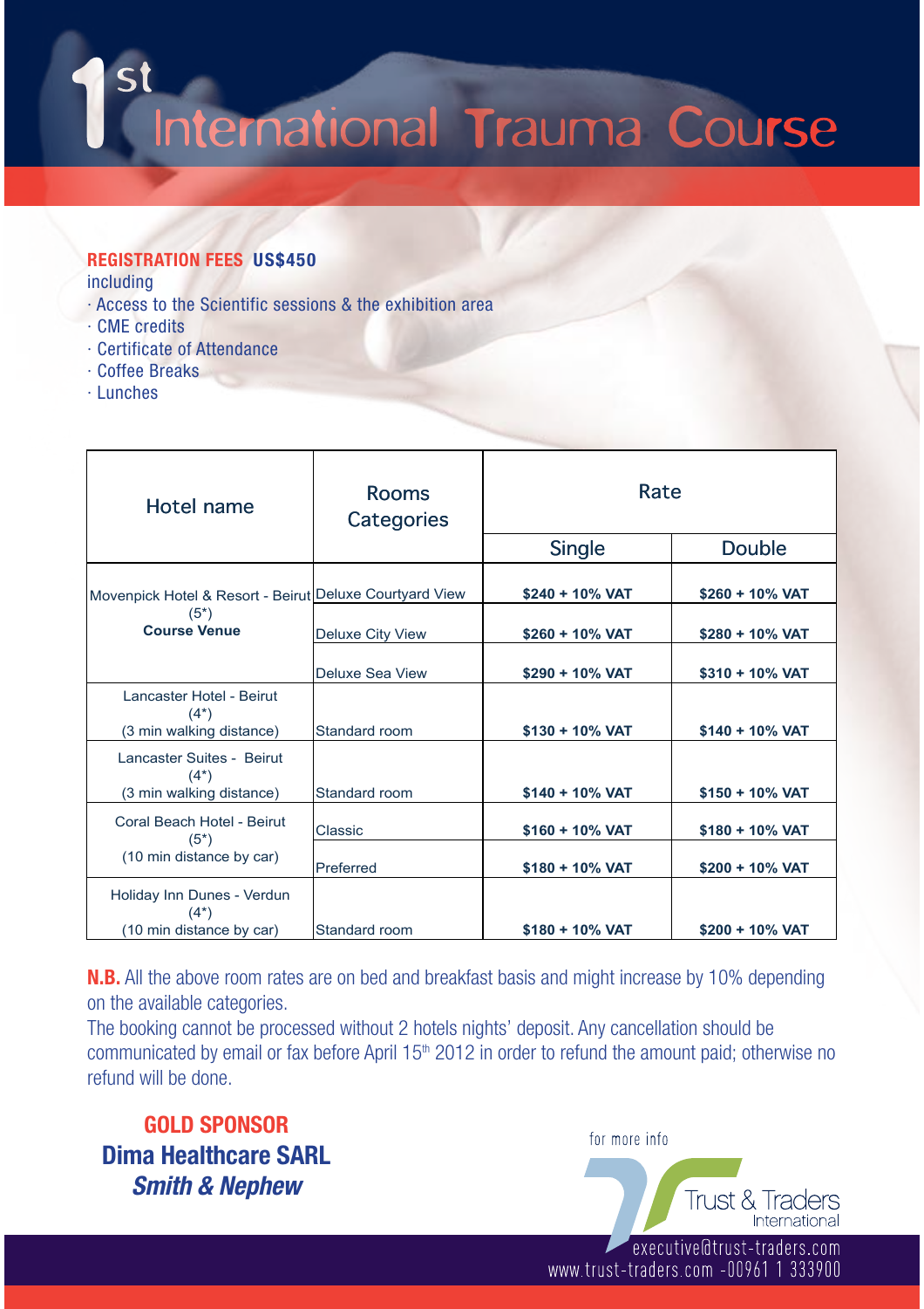# 1st International Trauma Course

**REGISTRATION FEES US$450**

including

- Access to the Scientific sessions & the exhibition area
- CME credits
- Certificate of Attendance
- Coffee Breaks
- Lunches

| Hotel name | Rooms Categories | Rate | |
|---|---|---|---|
| | | Single | Double |
| Movenpick Hotel & Resort - Beirut (5*) **Course Venue** | Deluxe Courtyard View | **$240 + 10% VAT** | **$260 + 10% VAT** |
| | Deluxe City View | **$260 + 10% VAT** | **$280 + 10% VAT** |
| | Deluxe Sea View | **$290 + 10% VAT** | **$310 + 10% VAT** |
| Lancaster Hotel - Beirut (4*) (3 min walking distance) | Standard room | **$130 + 10% VAT** | **$140 + 10% VAT** |
| Lancaster Suites - Beirut (4*) (3 min walking distance) | Standard room | **$140 + 10% VAT** | **$150 + 10% VAT** |
| Coral Beach Hotel - Beirut (5*) (10 min distance by car) | Classic | **$160 + 10% VAT** | **$180 + 10% VAT** |
| | Preferred | **$180 + 10% VAT** | **$200 + 10% VAT** |
| Holiday Inn Dunes - Verdun (4*) (10 min distance by car) | Standard room | **$180 + 10% VAT** | **$200 + 10% VAT** |

**N.B.** All the above room rates are on bed and breakfast basis and might increase by 10% depending on the available categories.
The booking cannot be processed without 2 hotels nights' deposit. Any cancellation should be communicated by email or fax before April 15th 2012 in order to refund the amount paid; otherwise no refund will be done.

**GOLD SPONSOR**
**Dima Healthcare SARL**
***Smith & Nephew***

for more info

Trust & Traders International

executive@trust-traders.com
www.trust-traders.com -00961 1 333900